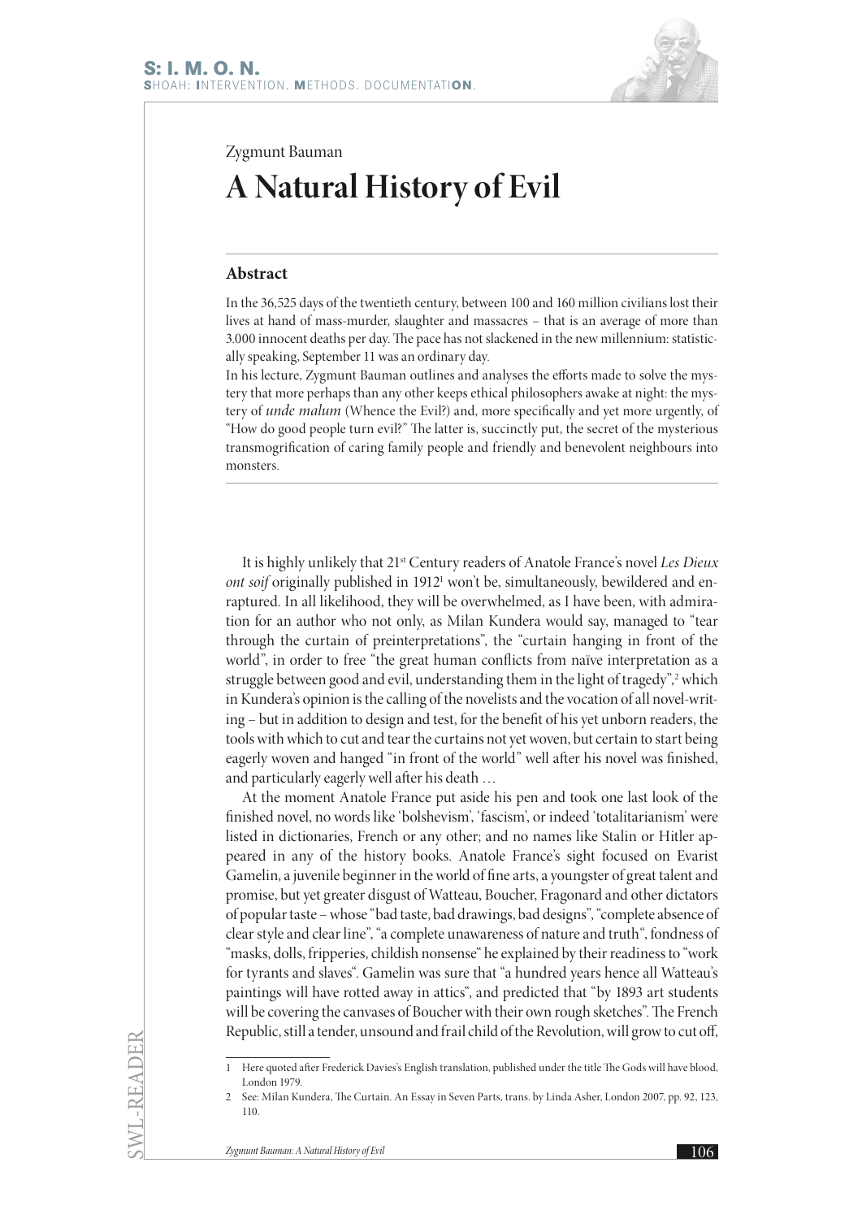Zygmunt Bauman

# A Natural History of Evil

## Abstract

In the 36,525 days of the twentieth century, between 100 and 160 million civilians lost their lives at hand of mass-murder, slaughter and massacres – that is an average of more than 3.000 innocent deaths per day. The pace has not slackened in the new millennium: statistically speaking, September 11 was an ordinary day.

In his lecture, Zygmunt Bauman outlines and analyses the efforts made to solve the mystery that more perhaps than any other keeps ethical philosophers awake at night: the mystery of *unde malum* (Whence the Evil?) and, more specifically and yet more urgently, of "How do good people turn evil?" The latter is, succinctly put, the secret of the mysterious transmogrification of caring family people and friendly and benevolent neighbours into monsters.

It is highly unlikely that 21st Century readers of Anatole France's novel *Les Dieux ont soif* originally published in 1912[1] won't be, simultaneously, bewildered and enraptured. In all likelihood, they will be overwhelmed, as I have been, with admiration for an author who not only, as Milan Kundera would say, managed to "tear through the curtain of preinterpretations", the "curtain hanging in front of the world", in order to free "the great human conflicts from naïve interpretation as a struggle between good and evil, understanding them in the light of tragedy",[2] which in Kundera's opinion is the calling of the novelists and the vocation of all novel-writing – but in addition to design and test, for the benefit of his yet unborn readers, the tools with which to cut and tear the curtains not yet woven, but certain to start being eagerly woven and hanged "in front of the world" well after his novel was finished, and particularly eagerly well after his death …

At the moment Anatole France put aside his pen and took one last look of the finished novel, no words like 'bolshevism', 'fascism', or indeed 'totalitarianism' were listed in dictionaries, French or any other; and no names like Stalin or Hitler appeared in any of the history books. Anatole France's sight focused on Evarist Gamelin, a juvenile beginner in the world of fine arts, a youngster of great talent and promise, but yet greater disgust of Watteau, Boucher, Fragonard and other dictators of popular taste – whose "bad taste, bad drawings, bad designs", "complete absence of clear style and clear line", "a complete unawareness of nature and truth", fondness of "masks, dolls, fripperies, childish nonsense" he explained by their readiness to "work for tyrants and slaves". Gamelin was sure that "a hundred years hence all Watteau's paintings will have rotted away in attics", and predicted that "by 1893 art students will be covering the canvases of Boucher with their own rough sketches". The French Republic, still a tender, unsound and frail child of the Revolution, will grow to cut off,

---

1 Here quoted after Frederick Davies's English translation, published under the title The Gods will have blood, London 1979.

2 See: Milan Kundera, The Curtain. An Essay in Seven Parts, trans. by Linda Asher, London 2007, pp. 92, 123, 110.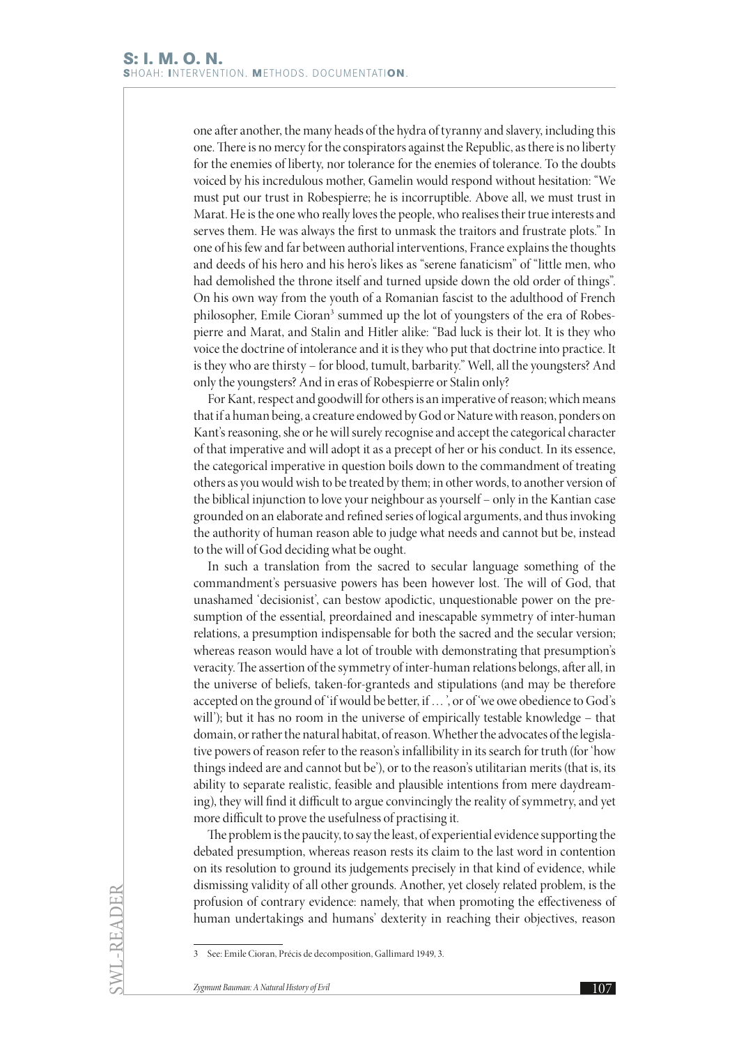one after another, the many heads of the hydra of tyranny and slavery, including this one. There is no mercy for the conspirators against the Republic, as there is no liberty for the enemies of liberty, nor tolerance for the enemies of tolerance. To the doubts voiced by his incredulous mother, Gamelin would respond without hesitation: "We must put our trust in Robespierre; he is incorruptible. Above all, we must trust in Marat. He is the one who really loves the people, who realises their true interests and serves them. He was always the first to unmask the traitors and frustrate plots." In one of his few and far between authorial interventions, France explains the thoughts and deeds of his hero and his hero's likes as "serene fanaticism" of "little men, who had demolished the throne itself and turned upside down the old order of things". On his own way from the youth of a Romanian fascist to the adulthood of French philosopher, Emile Cioran[3] summed up the lot of youngsters of the era of Robespierre and Marat, and Stalin and Hitler alike: "Bad luck is their lot. It is they who voice the doctrine of intolerance and it is they who put that doctrine into practice. It is they who are thirsty – for blood, tumult, barbarity." Well, all the youngsters? And only the youngsters? And in eras of Robespierre or Stalin only?

For Kant, respect and goodwill for others is an imperative of reason; which means that if a human being, a creature endowed by God or Nature with reason, ponders on Kant's reasoning, she or he will surely recognise and accept the categorical character of that imperative and will adopt it as a precept of her or his conduct. In its essence, the categorical imperative in question boils down to the commandment of treating others as you would wish to be treated by them; in other words, to another version of the biblical injunction to love your neighbour as yourself – only in the Kantian case grounded on an elaborate and refined series of logical arguments, and thus invoking the authority of human reason able to judge what needs and cannot but be, instead to the will of God deciding what be ought.

In such a translation from the sacred to secular language something of the commandment's persuasive powers has been however lost. The will of God, that unashamed 'decisionist', can bestow apodictic, unquestionable power on the presumption of the essential, preordained and inescapable symmetry of inter-human relations, a presumption indispensable for both the sacred and the secular version; whereas reason would have a lot of trouble with demonstrating that presumption's veracity. The assertion of the symmetry of inter-human relations belongs, after all, in the universe of beliefs, taken-for-granteds and stipulations (and may be therefore accepted on the ground of 'if would be better, if … ', or of 'we owe obedience to God's will'); but it has no room in the universe of empirically testable knowledge – that domain, or rather the natural habitat, of reason. Whether the advocates of the legislative powers of reason refer to the reason's infallibility in its search for truth (for 'how things indeed are and cannot but be'), or to the reason's utilitarian merits (that is, its ability to separate realistic, feasible and plausible intentions from mere daydreaming), they will find it difficult to argue convincingly the reality of symmetry, and yet more difficult to prove the usefulness of practising it.

The problem is the paucity, to say the least, of experiential evidence supporting the debated presumption, whereas reason rests its claim to the last word in contention on its resolution to ground its judgements precisely in that kind of evidence, while dismissing validity of all other grounds. Another, yet closely related problem, is the profusion of contrary evidence: namely, that when promoting the effectiveness of human undertakings and humans' dexterity in reaching their objectives, reason

---

3 See: Emile Cioran, Précis de decomposition, Gallimard 1949, 3.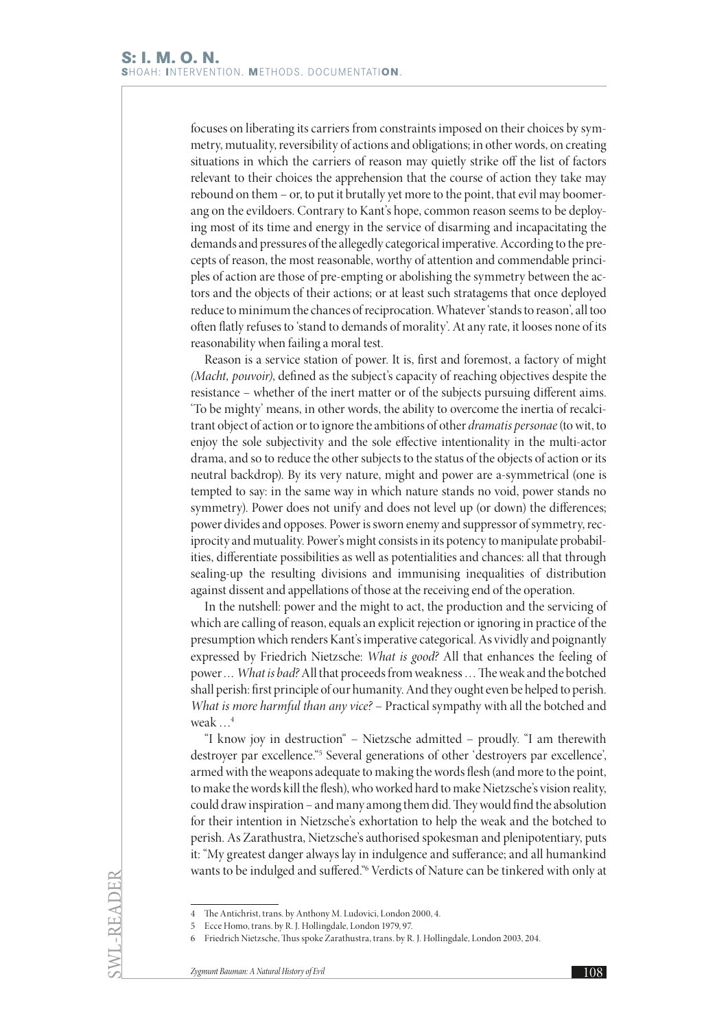focuses on liberating its carriers from constraints imposed on their choices by symmetry, mutuality, reversibility of actions and obligations; in other words, on creating situations in which the carriers of reason may quietly strike off the list of factors relevant to their choices the apprehension that the course of action they take may rebound on them – or, to put it brutally yet more to the point, that evil may boomerang on the evildoers. Contrary to Kant's hope, common reason seems to be deploying most of its time and energy in the service of disarming and incapacitating the demands and pressures of the allegedly categorical imperative. According to the precepts of reason, the most reasonable, worthy of attention and commendable principles of action are those of pre-empting or abolishing the symmetry between the actors and the objects of their actions; or at least such stratagems that once deployed reduce to minimum the chances of reciprocation. Whatever 'stands to reason', all too often flatly refuses to 'stand to demands of morality'. At any rate, it looses none of its reasonability when failing a moral test.

Reason is a service station of power. It is, first and foremost, a factory of might *(Macht, pouvoir)*, defined as the subject's capacity of reaching objectives despite the resistance – whether of the inert matter or of the subjects pursuing different aims. 'To be mighty' means, in other words, the ability to overcome the inertia of recalcitrant object of action or to ignore the ambitions of other *dramatis personae* (to wit, to enjoy the sole subjectivity and the sole effective intentionality in the multi-actor drama, and so to reduce the other subjects to the status of the objects of action or its neutral backdrop). By its very nature, might and power are a-symmetrical (one is tempted to say: in the same way in which nature stands no void, power stands no symmetry). Power does not unify and does not level up (or down) the differences; power divides and opposes. Power is sworn enemy and suppressor of symmetry, reciprocity and mutuality. Power's might consists in its potency to manipulate probabilities, differentiate possibilities as well as potentialities and chances: all that through sealing-up the resulting divisions and immunising inequalities of distribution against dissent and appellations of those at the receiving end of the operation.

In the nutshell: power and the might to act, the production and the servicing of which are calling of reason, equals an explicit rejection or ignoring in practice of the presumption which renders Kant's imperative categorical. As vividly and poignantly expressed by Friedrich Nietzsche: *What is good?* All that enhances the feeling of power… *What is bad?* All that proceeds from weakness… The weak and the botched shall perish: first principle of our humanity. And they ought even be helped to perish. *What is more harmful than any vice?* – Practical sympathy with all the botched and weak …[4]

"I know joy in destruction" – Nietzsche admitted – proudly. "I am therewith destroyer par excellence."[5] Several generations of other 'destroyers par excellence', armed with the weapons adequate to making the words flesh (and more to the point, to make the words kill the flesh), who worked hard to make Nietzsche's vision reality, could draw inspiration – and many among them did. They would find the absolution for their intention in Nietzsche's exhortation to help the weak and the botched to perish. As Zarathustra, Nietzsche's authorised spokesman and plenipotentiary, puts it: "My greatest danger always lay in indulgence and sufferance; and all humankind wants to be indulged and suffered."[6] Verdicts of Nature can be tinkered with only at

---

4 The Antichrist, trans. by Anthony M. Ludovici, London 2000, 4.

5 Ecce Homo, trans. by R. J. Hollingdale, London 1979, 97.

6 Friedrich Nietzsche, Thus spoke Zarathustra, trans. by R. J. Hollingdale, London 2003, 204.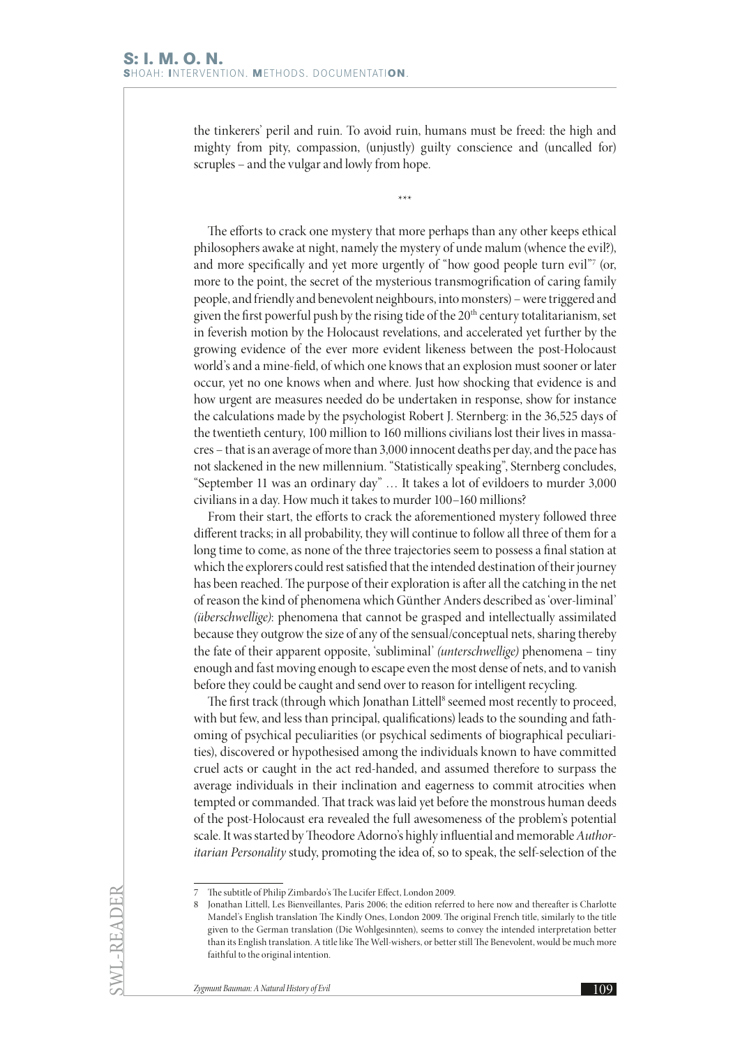the tinkerers' peril and ruin. To avoid ruin, humans must be freed: the high and mighty from pity, compassion, (unjustly) guilty conscience and (uncalled for) scruples – and the vulgar and lowly from hope.

\*\*\*

The efforts to crack one mystery that more perhaps than any other keeps ethical philosophers awake at night, namely the mystery of unde malum (whence the evil?), and more specifically and yet more urgently of "how good people turn evil"[7] (or, more to the point, the secret of the mysterious transmogrification of caring family people, and friendly and benevolent neighbours, into monsters) – were triggered and given the first powerful push by the rising tide of the 20th century totalitarianism, set in feverish motion by the Holocaust revelations, and accelerated yet further by the growing evidence of the ever more evident likeness between the post-Holocaust world's and a mine-field, of which one knows that an explosion must sooner or later occur, yet no one knows when and where. Just how shocking that evidence is and how urgent are measures needed do be undertaken in response, show for instance the calculations made by the psychologist Robert J. Sternberg: in the 36,525 days of the twentieth century, 100 million to 160 millions civilians lost their lives in massacres – that is an average of more than 3,000 innocent deaths per day, and the pace has not slackened in the new millennium. "Statistically speaking", Sternberg concludes, "September 11 was an ordinary day" … It takes a lot of evildoers to murder 3,000 civilians in a day. How much it takes to murder 100–160 millions?

From their start, the efforts to crack the aforementioned mystery followed three different tracks; in all probability, they will continue to follow all three of them for a long time to come, as none of the three trajectories seem to possess a final station at which the explorers could rest satisfied that the intended destination of their journey has been reached. The purpose of their exploration is after all the catching in the net of reason the kind of phenomena which Günther Anders described as 'over-liminal' *(überschwellige)*: phenomena that cannot be grasped and intellectually assimilated because they outgrow the size of any of the sensual/conceptual nets, sharing thereby the fate of their apparent opposite, 'subliminal' *(unterschwellige)* phenomena – tiny enough and fast moving enough to escape even the most dense of nets, and to vanish before they could be caught and send over to reason for intelligent recycling.

The first track (through which Jonathan Littell[8] seemed most recently to proceed, with but few, and less than principal, qualifications) leads to the sounding and fathoming of psychical peculiarities (or psychical sediments of biographical peculiarities), discovered or hypothesised among the individuals known to have committed cruel acts or caught in the act red-handed, and assumed therefore to surpass the average individuals in their inclination and eagerness to commit atrocities when tempted or commanded. That track was laid yet before the monstrous human deeds of the post-Holocaust era revealed the full awesomeness of the problem's potential scale. It was started by Theodore Adorno's highly influential and memorable *Authoritarian Personality* study, promoting the idea of, so to speak, the self-selection of the

---

7 The subtitle of Philip Zimbardo's The Lucifer Effect, London 2009.

8 Jonathan Littell, Les Bienveillantes, Paris 2006; the edition referred to here now and thereafter is Charlotte Mandel's English translation The Kindly Ones, London 2009. The original French title, similarly to the title given to the German translation (Die Wohlgesinnten), seems to convey the intended interpretation better than its English translation. A title like The Well-wishers, or better still The Benevolent, would be much more faithful to the original intention.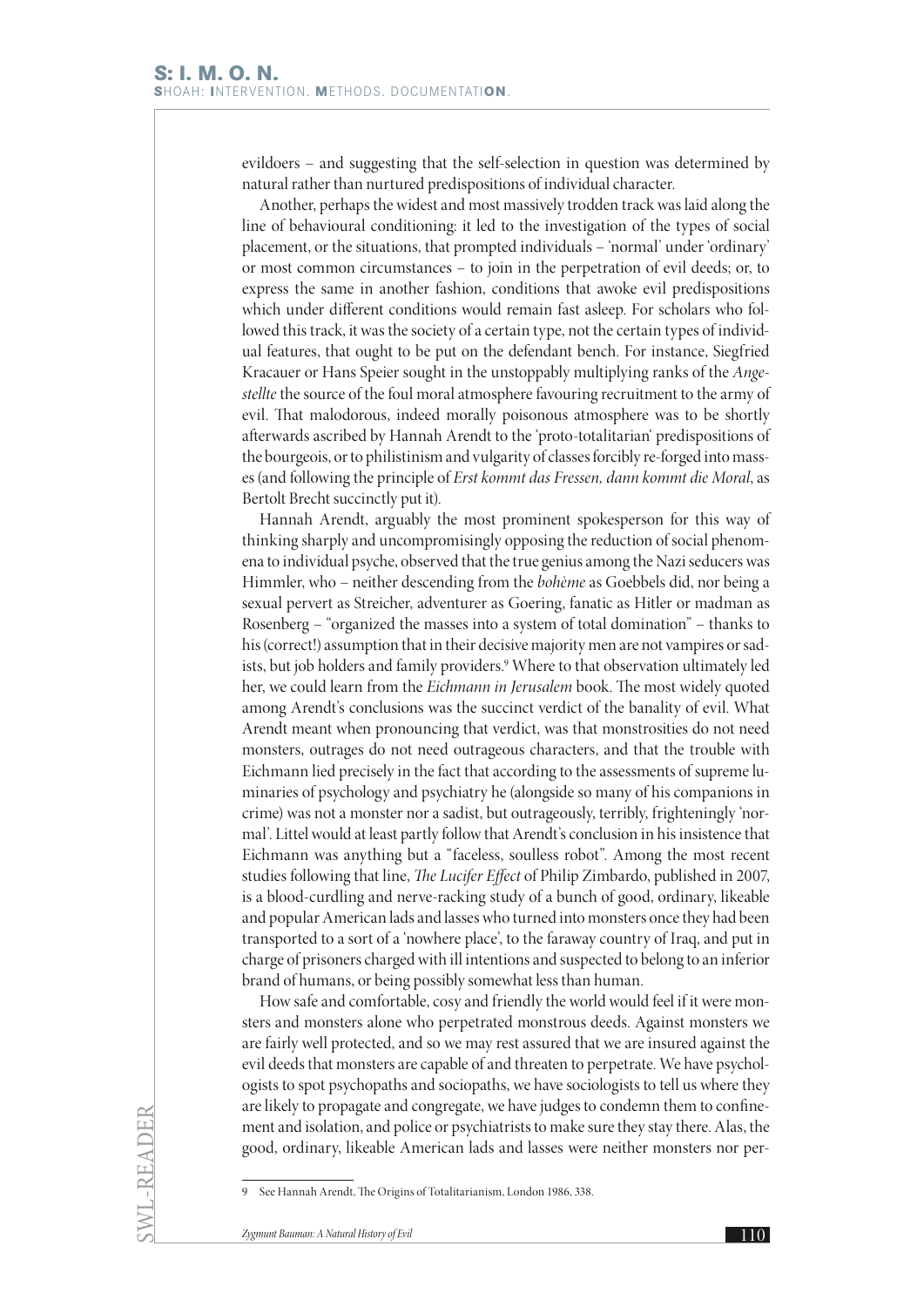evildoers – and suggesting that the self-selection in question was determined by natural rather than nurtured predispositions of individual character.

Another, perhaps the widest and most massively trodden track was laid along the line of behavioural conditioning: it led to the investigation of the types of social placement, or the situations, that prompted individuals – 'normal' under 'ordinary' or most common circumstances – to join in the perpetration of evil deeds; or, to express the same in another fashion, conditions that awoke evil predispositions which under different conditions would remain fast asleep. For scholars who followed this track, it was the society of a certain type, not the certain types of individual features, that ought to be put on the defendant bench. For instance, Siegfried Kracauer or Hans Speier sought in the unstoppably multiplying ranks of the *Angestellte* the source of the foul moral atmosphere favouring recruitment to the army of evil. That malodorous, indeed morally poisonous atmosphere was to be shortly afterwards ascribed by Hannah Arendt to the 'proto-totalitarian' predispositions of the bourgeois, or to philistinism and vulgarity of classes forcibly re-forged into masses (and following the principle of *Erst kommt das Fressen, dann kommt die Moral*, as Bertolt Brecht succinctly put it).

Hannah Arendt, arguably the most prominent spokesperson for this way of thinking sharply and uncompromisingly opposing the reduction of social phenomena to individual psyche, observed that the true genius among the Nazi seducers was Himmler, who – neither descending from the *bohème* as Goebbels did, nor being a sexual pervert as Streicher, adventurer as Goering, fanatic as Hitler or madman as Rosenberg – "organized the masses into a system of total domination" – thanks to his (correct!) assumption that in their decisive majority men are not vampires or sadists, but job holders and family providers.[9] Where to that observation ultimately led her, we could learn from the *Eichmann in Jerusalem* book. The most widely quoted among Arendt's conclusions was the succinct verdict of the banality of evil. What Arendt meant when pronouncing that verdict, was that monstrosities do not need monsters, outrages do not need outrageous characters, and that the trouble with Eichmann lied precisely in the fact that according to the assessments of supreme luminaries of psychology and psychiatry he (alongside so many of his companions in crime) was not a monster nor a sadist, but outrageously, terribly, frighteningly 'normal'. Littel would at least partly follow that Arendt's conclusion in his insistence that Eichmann was anything but a "faceless, soulless robot". Among the most recent studies following that line, *The Lucifer Effect* of Philip Zimbardo, published in 2007, is a blood-curdling and nerve-racking study of a bunch of good, ordinary, likeable and popular American lads and lasses who turned into monsters once they had been transported to a sort of a 'nowhere place', to the faraway country of Iraq, and put in charge of prisoners charged with ill intentions and suspected to belong to an inferior brand of humans, or being possibly somewhat less than human.

How safe and comfortable, cosy and friendly the world would feel if it were monsters and monsters alone who perpetrated monstrous deeds. Against monsters we are fairly well protected, and so we may rest assured that we are insured against the evil deeds that monsters are capable of and threaten to perpetrate. We have psychologists to spot psychopaths and sociopaths, we have sociologists to tell us where they are likely to propagate and congregate, we have judges to condemn them to confinement and isolation, and police or psychiatrists to make sure they stay there. Alas, the good, ordinary, likeable American lads and lasses were neither monsters nor per-

9 See Hannah Arendt, The Origins of Totalitarianism, London 1986, 338.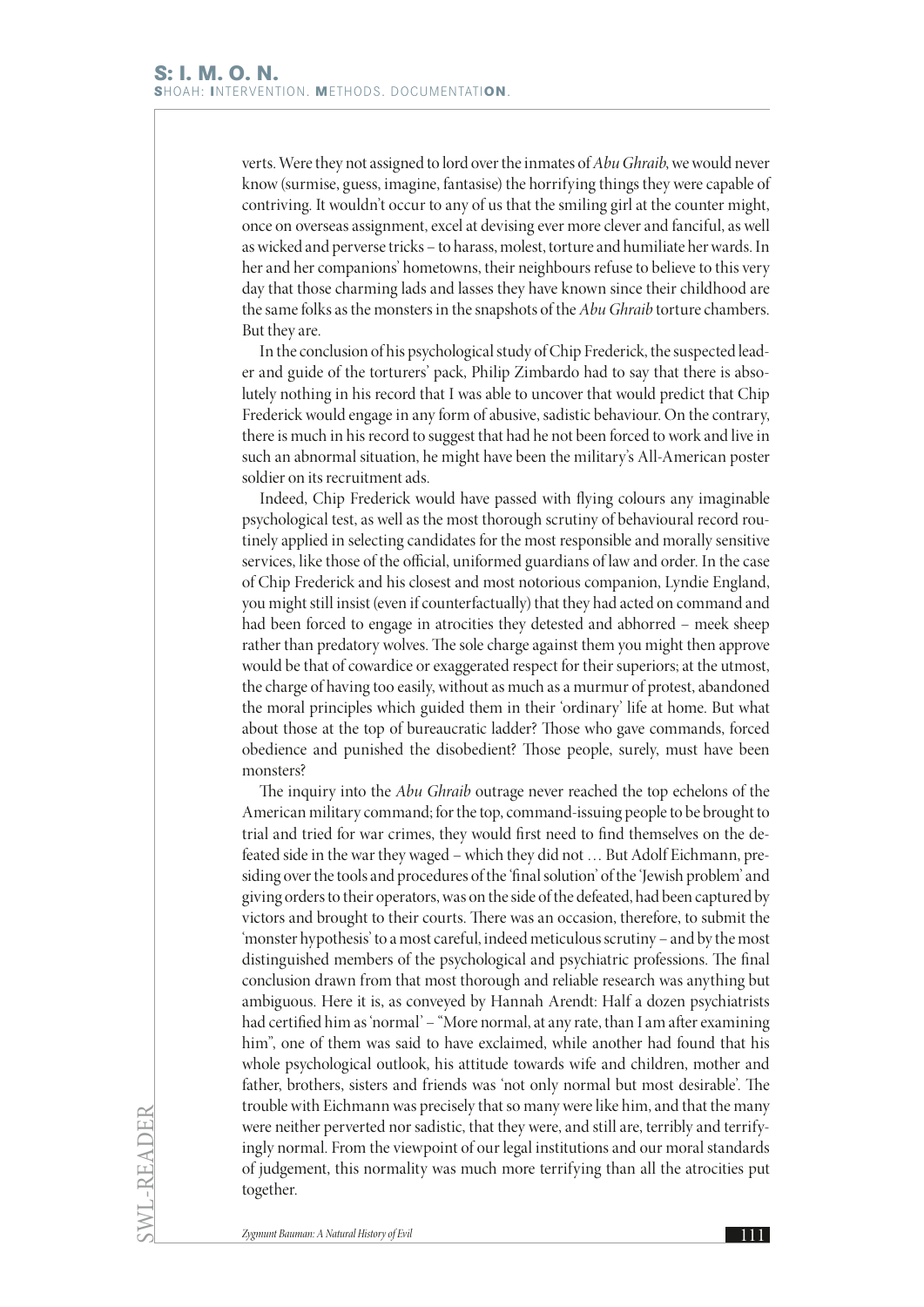verts. Were they not assigned to lord over the inmates of *Abu Ghraib*, we would never know (surmise, guess, imagine, fantasise) the horrifying things they were capable of contriving. It wouldn't occur to any of us that the smiling girl at the counter might, once on overseas assignment, excel at devising ever more clever and fanciful, as well as wicked and perverse tricks – to harass, molest, torture and humiliate her wards. In her and her companions' hometowns, their neighbours refuse to believe to this very day that those charming lads and lasses they have known since their childhood are the same folks as the monsters in the snapshots of the *Abu Ghraib* torture chambers. But they are.

In the conclusion of his psychological study of Chip Frederick, the suspected leader and guide of the torturers' pack, Philip Zimbardo had to say that there is absolutely nothing in his record that I was able to uncover that would predict that Chip Frederick would engage in any form of abusive, sadistic behaviour. On the contrary, there is much in his record to suggest that had he not been forced to work and live in such an abnormal situation, he might have been the military's All-American poster soldier on its recruitment ads.

Indeed, Chip Frederick would have passed with flying colours any imaginable psychological test, as well as the most thorough scrutiny of behavioural record routinely applied in selecting candidates for the most responsible and morally sensitive services, like those of the official, uniformed guardians of law and order. In the case of Chip Frederick and his closest and most notorious companion, Lyndie England, you might still insist (even if counterfactually) that they had acted on command and had been forced to engage in atrocities they detested and abhorred – meek sheep rather than predatory wolves. The sole charge against them you might then approve would be that of cowardice or exaggerated respect for their superiors; at the utmost, the charge of having too easily, without as much as a murmur of protest, abandoned the moral principles which guided them in their 'ordinary' life at home. But what about those at the top of bureaucratic ladder? Those who gave commands, forced obedience and punished the disobedient? Those people, surely, must have been monsters?

The inquiry into the *Abu Ghraib* outrage never reached the top echelons of the American military command; for the top, command-issuing people to be brought to trial and tried for war crimes, they would first need to find themselves on the defeated side in the war they waged – which they did not … But Adolf Eichmann, presiding over the tools and procedures of the 'final solution' of the 'Jewish problem' and giving orders to their operators, was on the side of the defeated, had been captured by victors and brought to their courts. There was an occasion, therefore, to submit the 'monster hypothesis' to a most careful, indeed meticulous scrutiny – and by the most distinguished members of the psychological and psychiatric professions. The final conclusion drawn from that most thorough and reliable research was anything but ambiguous. Here it is, as conveyed by Hannah Arendt: Half a dozen psychiatrists had certified him as 'normal' – "More normal, at any rate, than I am after examining him", one of them was said to have exclaimed, while another had found that his whole psychological outlook, his attitude towards wife and children, mother and father, brothers, sisters and friends was 'not only normal but most desirable'. The trouble with Eichmann was precisely that so many were like him, and that the many were neither perverted nor sadistic, that they were, and still are, terribly and terrifyingly normal. From the viewpoint of our legal institutions and our moral standards of judgement, this normality was much more terrifying than all the atrocities put together.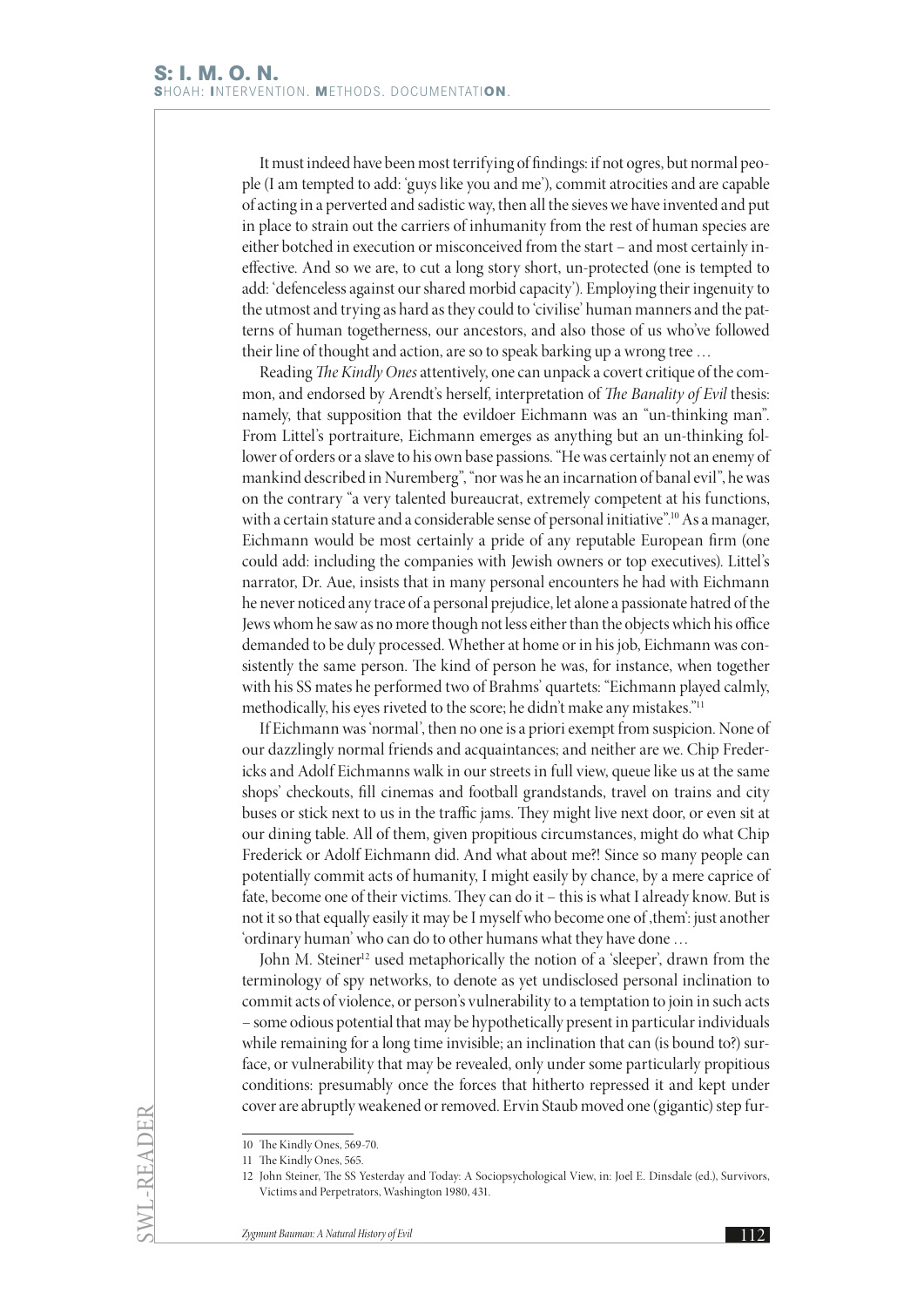It must indeed have been most terrifying of findings: if not ogres, but normal people (I am tempted to add: 'guys like you and me'), commit atrocities and are capable of acting in a perverted and sadistic way, then all the sieves we have invented and put in place to strain out the carriers of inhumanity from the rest of human species are either botched in execution or misconceived from the start – and most certainly ineffective. And so we are, to cut a long story short, un-protected (one is tempted to add: 'defenceless against our shared morbid capacity'). Employing their ingenuity to the utmost and trying as hard as they could to 'civilise' human manners and the patterns of human togetherness, our ancestors, and also those of us who've followed their line of thought and action, are so to speak barking up a wrong tree …

Reading *The Kindly Ones* attentively, one can unpack a covert critique of the common, and endorsed by Arendt's herself, interpretation of *The Banality of Evil* thesis: namely, that supposition that the evildoer Eichmann was an "un-thinking man". From Littel's portraiture, Eichmann emerges as anything but an un-thinking follower of orders or a slave to his own base passions. "He was certainly not an enemy of mankind described in Nuremberg", "nor was he an incarnation of banal evil", he was on the contrary "a very talented bureaucrat, extremely competent at his functions, with a certain stature and a considerable sense of personal initiative".[10] As a manager, Eichmann would be most certainly a pride of any reputable European firm (one could add: including the companies with Jewish owners or top executives). Littel's narrator, Dr. Aue, insists that in many personal encounters he had with Eichmann he never noticed any trace of a personal prejudice, let alone a passionate hatred of the Jews whom he saw as no more though not less either than the objects which his office demanded to be duly processed. Whether at home or in his job, Eichmann was consistently the same person. The kind of person he was, for instance, when together with his SS mates he performed two of Brahms' quartets: "Eichmann played calmly, methodically, his eyes riveted to the score; he didn't make any mistakes."[11]

If Eichmann was 'normal', then no one is a priori exempt from suspicion. None of our dazzlingly normal friends and acquaintances; and neither are we. Chip Fredericks and Adolf Eichmanns walk in our streets in full view, queue like us at the same shops' checkouts, fill cinemas and football grandstands, travel on trains and city buses or stick next to us in the traffic jams. They might live next door, or even sit at our dining table. All of them, given propitious circumstances, might do what Chip Frederick or Adolf Eichmann did. And what about me?! Since so many people can potentially commit acts of humanity, I might easily by chance, by a mere caprice of fate, become one of their victims. They can do it – this is what I already know. But is not it so that equally easily it may be I myself who become one of ‚them': just another 'ordinary human' who can do to other humans what they have done …

John M. Steiner[12] used metaphorically the notion of a 'sleeper', drawn from the terminology of spy networks, to denote as yet undisclosed personal inclination to commit acts of violence, or person's vulnerability to a temptation to join in such acts – some odious potential that may be hypothetically present in particular individuals while remaining for a long time invisible; an inclination that can (is bound to?) surface, or vulnerability that may be revealed, only under some particularly propitious conditions: presumably once the forces that hitherto repressed it and kept under cover are abruptly weakened or removed. Ervin Staub moved one (gigantic) step fur-

---

10 The Kindly Ones, 569-70.

11 The Kindly Ones, 565.

12 John Steiner, The SS Yesterday and Today: A Sociopsychological View, in: Joel E. Dinsdale (ed.), Survivors, Victims and Perpetrators, Washington 1980, 431.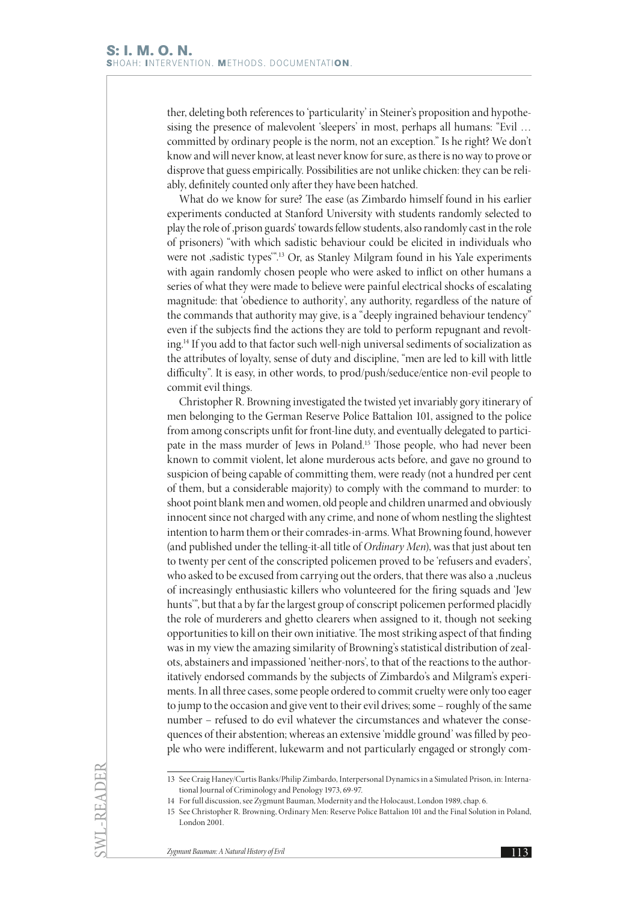ther, deleting both references to 'particularity' in Steiner's proposition and hypothesising the presence of malevolent 'sleepers' in most, perhaps all humans: "Evil … committed by ordinary people is the norm, not an exception." Is he right? We don't know and will never know, at least never know for sure, as there is no way to prove or disprove that guess empirically. Possibilities are not unlike chicken: they can be reliably, definitely counted only after they have been hatched.

What do we know for sure? The ease (as Zimbardo himself found in his earlier experiments conducted at Stanford University with students randomly selected to play the role of ‚prison guards' towards fellow students, also randomly cast in the role of prisoners) "with which sadistic behaviour could be elicited in individuals who were not ‚sadistic types'".[13] Or, as Stanley Milgram found in his Yale experiments with again randomly chosen people who were asked to inflict on other humans a series of what they were made to believe were painful electrical shocks of escalating magnitude: that 'obedience to authority', any authority, regardless of the nature of the commands that authority may give, is a "deeply ingrained behaviour tendency" even if the subjects find the actions they are told to perform repugnant and revolting.[14] If you add to that factor such well-nigh universal sediments of socialization as the attributes of loyalty, sense of duty and discipline, "men are led to kill with little difficulty". It is easy, in other words, to prod/push/seduce/entice non-evil people to commit evil things.

Christopher R. Browning investigated the twisted yet invariably gory itinerary of men belonging to the German Reserve Police Battalion 101, assigned to the police from among conscripts unfit for front-line duty, and eventually delegated to participate in the mass murder of Jews in Poland.[15] Those people, who had never been known to commit violent, let alone murderous acts before, and gave no ground to suspicion of being capable of committing them, were ready (not a hundred per cent of them, but a considerable majority) to comply with the command to murder: to shoot point blank men and women, old people and children unarmed and obviously innocent since not charged with any crime, and none of whom nestling the slightest intention to harm them or their comrades-in-arms. What Browning found, however (and published under the telling-it-all title of *Ordinary Men*), was that just about ten to twenty per cent of the conscripted policemen proved to be 'refusers and evaders', who asked to be excused from carrying out the orders, that there was also a ‚nucleus of increasingly enthusiastic killers who volunteered for the firing squads and 'Jew hunts'", but that a by far the largest group of conscript policemen performed placidly the role of murderers and ghetto clearers when assigned to it, though not seeking opportunities to kill on their own initiative. The most striking aspect of that finding was in my view the amazing similarity of Browning's statistical distribution of zealots, abstainers and impassioned 'neither-nors', to that of the reactions to the authoritatively endorsed commands by the subjects of Zimbardo's and Milgram's experiments. In all three cases, some people ordered to commit cruelty were only too eager to jump to the occasion and give vent to their evil drives; some – roughly of the same number – refused to do evil whatever the circumstances and whatever the consequences of their abstention; whereas an extensive 'middle ground' was filled by people who were indifferent, lukewarm and not particularly engaged or strongly com-

---

13 See Craig Haney/Curtis Banks/Philip Zimbardo, Interpersonal Dynamics in a Simulated Prison, in: International Journal of Criminology and Penology 1973, 69-97.

14 For full discussion, see Zygmunt Bauman, Modernity and the Holocaust, London 1989, chap. 6.

15 See Christopher R. Browning, Ordinary Men: Reserve Police Battalion 101 and the Final Solution in Poland, London 2001.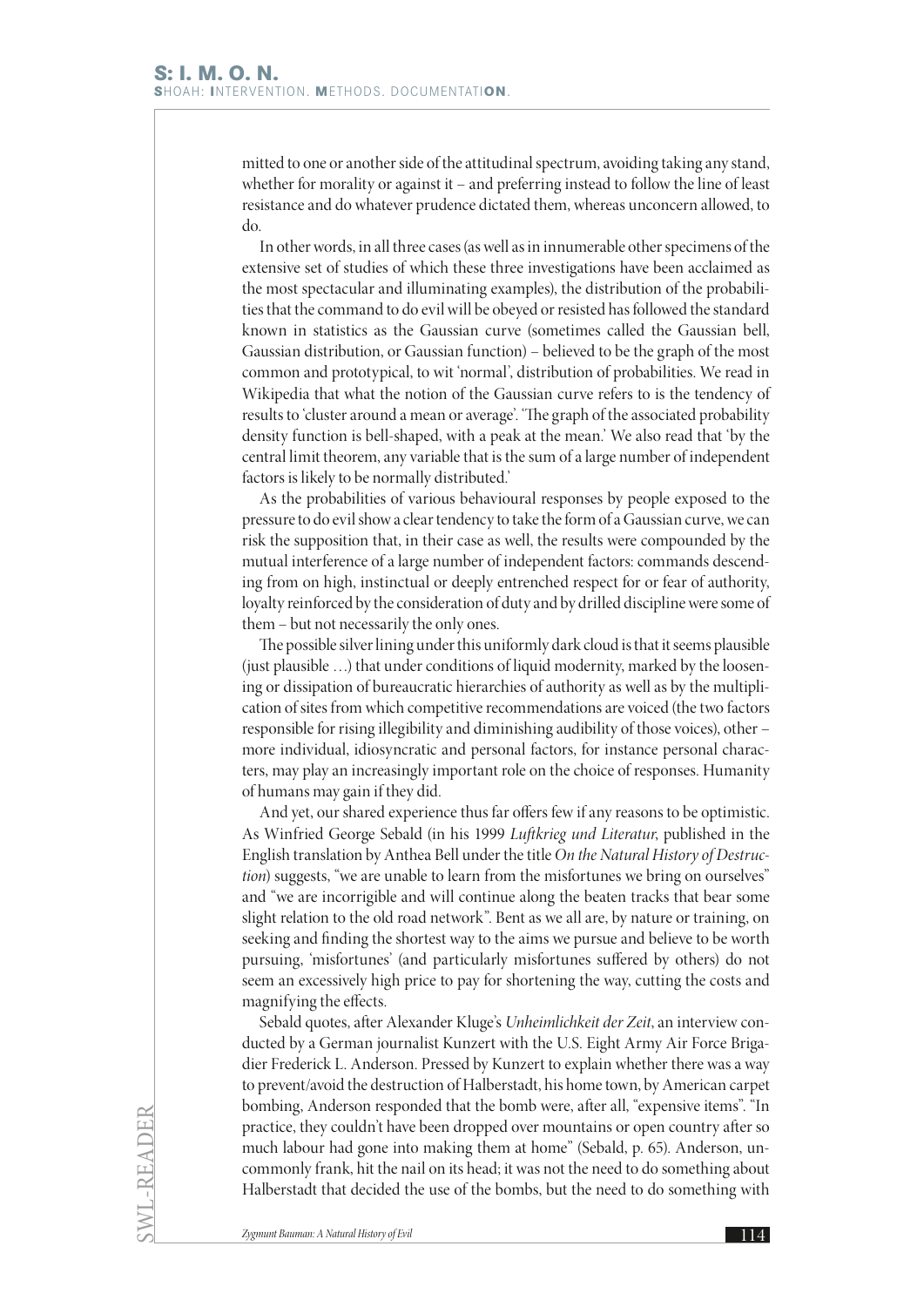mitted to one or another side of the attitudinal spectrum, avoiding taking any stand, whether for morality or against it – and preferring instead to follow the line of least resistance and do whatever prudence dictated them, whereas unconcern allowed, to do.

In other words, in all three cases (as well as in innumerable other specimens of the extensive set of studies of which these three investigations have been acclaimed as the most spectacular and illuminating examples), the distribution of the probabilities that the command to do evil will be obeyed or resisted has followed the standard known in statistics as the Gaussian curve (sometimes called the Gaussian bell, Gaussian distribution, or Gaussian function) – believed to be the graph of the most common and prototypical, to wit 'normal', distribution of probabilities. We read in Wikipedia that what the notion of the Gaussian curve refers to is the tendency of results to 'cluster around a mean or average'. 'The graph of the associated probability density function is bell-shaped, with a peak at the mean.' We also read that 'by the central limit theorem, any variable that is the sum of a large number of independent factors is likely to be normally distributed.'

As the probabilities of various behavioural responses by people exposed to the pressure to do evil show a clear tendency to take the form of a Gaussian curve, we can risk the supposition that, in their case as well, the results were compounded by the mutual interference of a large number of independent factors: commands descending from on high, instinctual or deeply entrenched respect for or fear of authority, loyalty reinforced by the consideration of duty and by drilled discipline were some of them – but not necessarily the only ones.

The possible silver lining under this uniformly dark cloud is that it seems plausible (just plausible …) that under conditions of liquid modernity, marked by the loosening or dissipation of bureaucratic hierarchies of authority as well as by the multiplication of sites from which competitive recommendations are voiced (the two factors responsible for rising illegibility and diminishing audibility of those voices), other – more individual, idiosyncratic and personal factors, for instance personal characters, may play an increasingly important role on the choice of responses. Humanity of humans may gain if they did.

And yet, our shared experience thus far offers few if any reasons to be optimistic. As Winfried George Sebald (in his 1999 *Luftkrieg und Literatur*, published in the English translation by Anthea Bell under the title *On the Natural History of Destruction*) suggests, "we are unable to learn from the misfortunes we bring on ourselves" and "we are incorrigible and will continue along the beaten tracks that bear some slight relation to the old road network". Bent as we all are, by nature or training, on seeking and finding the shortest way to the aims we pursue and believe to be worth pursuing, 'misfortunes' (and particularly misfortunes suffered by others) do not seem an excessively high price to pay for shortening the way, cutting the costs and magnifying the effects.

Sebald quotes, after Alexander Kluge's *Unheimlichkeit der Zeit*, an interview conducted by a German journalist Kunzert with the U.S. Eight Army Air Force Brigadier Frederick L. Anderson. Pressed by Kunzert to explain whether there was a way to prevent/avoid the destruction of Halberstadt, his home town, by American carpet bombing, Anderson responded that the bomb were, after all, "expensive items". "In practice, they couldn't have been dropped over mountains or open country after so much labour had gone into making them at home" (Sebald, p. 65). Anderson, uncommonly frank, hit the nail on its head; it was not the need to do something about Halberstadt that decided the use of the bombs, but the need to do something with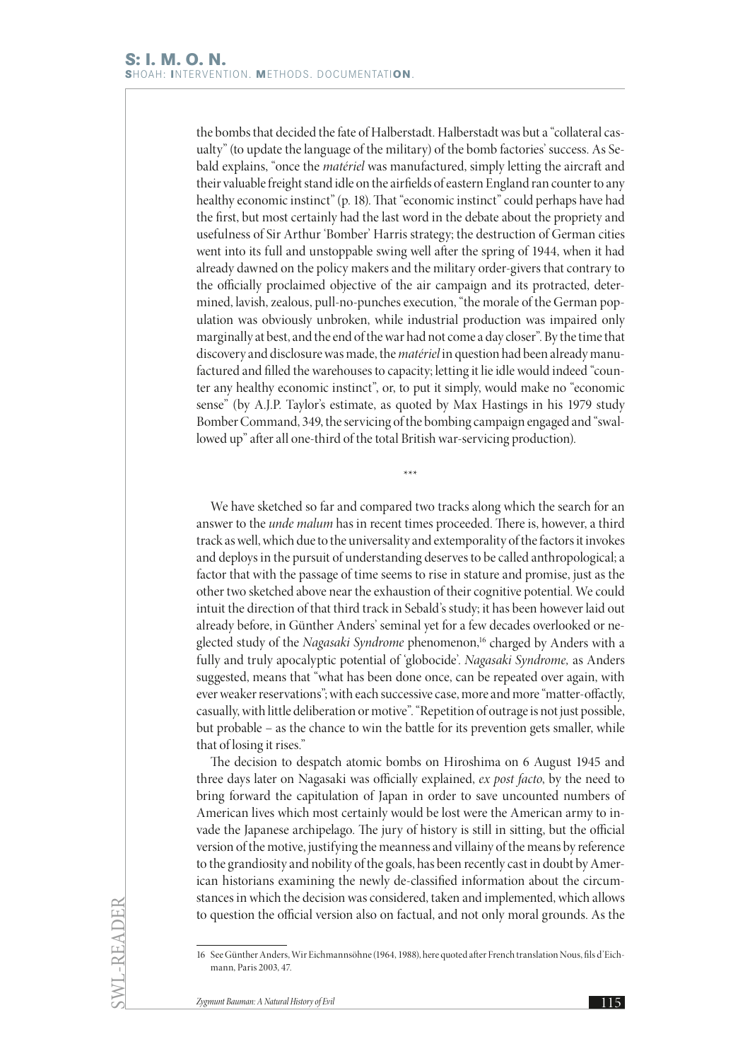the bombs that decided the fate of Halberstadt. Halberstadt was but a "collateral casualty" (to update the language of the military) of the bomb factories' success. As Sebald explains, "once the *matériel* was manufactured, simply letting the aircraft and their valuable freight stand idle on the airfields of eastern England ran counter to any healthy economic instinct" (p. 18). That "economic instinct" could perhaps have had the first, but most certainly had the last word in the debate about the propriety and usefulness of Sir Arthur 'Bomber' Harris strategy; the destruction of German cities went into its full and unstoppable swing well after the spring of 1944, when it had already dawned on the policy makers and the military order-givers that contrary to the officially proclaimed objective of the air campaign and its protracted, determined, lavish, zealous, pull-no-punches execution, "the morale of the German population was obviously unbroken, while industrial production was impaired only marginally at best, and the end of the war had not come a day closer". By the time that discovery and disclosure was made, the *matériel* in question had been already manufactured and filled the warehouses to capacity; letting it lie idle would indeed "counter any healthy economic instinct", or, to put it simply, would make no "economic sense" (by A.J.P. Taylor's estimate, as quoted by Max Hastings in his 1979 study Bomber Command, 349, the servicing of the bombing campaign engaged and "swallowed up" after all one-third of the total British war-servicing production).

\*\*\*

We have sketched so far and compared two tracks along which the search for an answer to the *unde malum* has in recent times proceeded. There is, however, a third track as well, which due to the universality and extemporality of the factors it invokes and deploys in the pursuit of understanding deserves to be called anthropological; a factor that with the passage of time seems to rise in stature and promise, just as the other two sketched above near the exhaustion of their cognitive potential. We could intuit the direction of that third track in Sebald's study; it has been however laid out already before, in Günther Anders' seminal yet for a few decades overlooked or neglected study of the *Nagasaki Syndrome* phenomenon,[16] charged by Anders with a fully and truly apocalyptic potential of 'globocide'. *Nagasaki Syndrome,* as Anders suggested, means that "what has been done once, can be repeated over again, with ever weaker reservations"; with each successive case, more and more "matter-offactly, casually, with little deliberation or motive". "Repetition of outrage is not just possible, but probable – as the chance to win the battle for its prevention gets smaller, while that of losing it rises."

The decision to despatch atomic bombs on Hiroshima on 6 August 1945 and three days later on Nagasaki was officially explained, *ex post facto*, by the need to bring forward the capitulation of Japan in order to save uncounted numbers of American lives which most certainly would be lost were the American army to invade the Japanese archipelago. The jury of history is still in sitting, but the official version of the motive, justifying the meanness and villainy of the means by reference to the grandiosity and nobility of the goals, has been recently cast in doubt by American historians examining the newly de-classified information about the circumstances in which the decision was considered, taken and implemented, which allows to question the official version also on factual, and not only moral grounds. As the

16 See Günther Anders, Wir Eichmannsöhne (1964, 1988), here quoted after French translation Nous, fils d'Eichmann, Paris 2003, 47.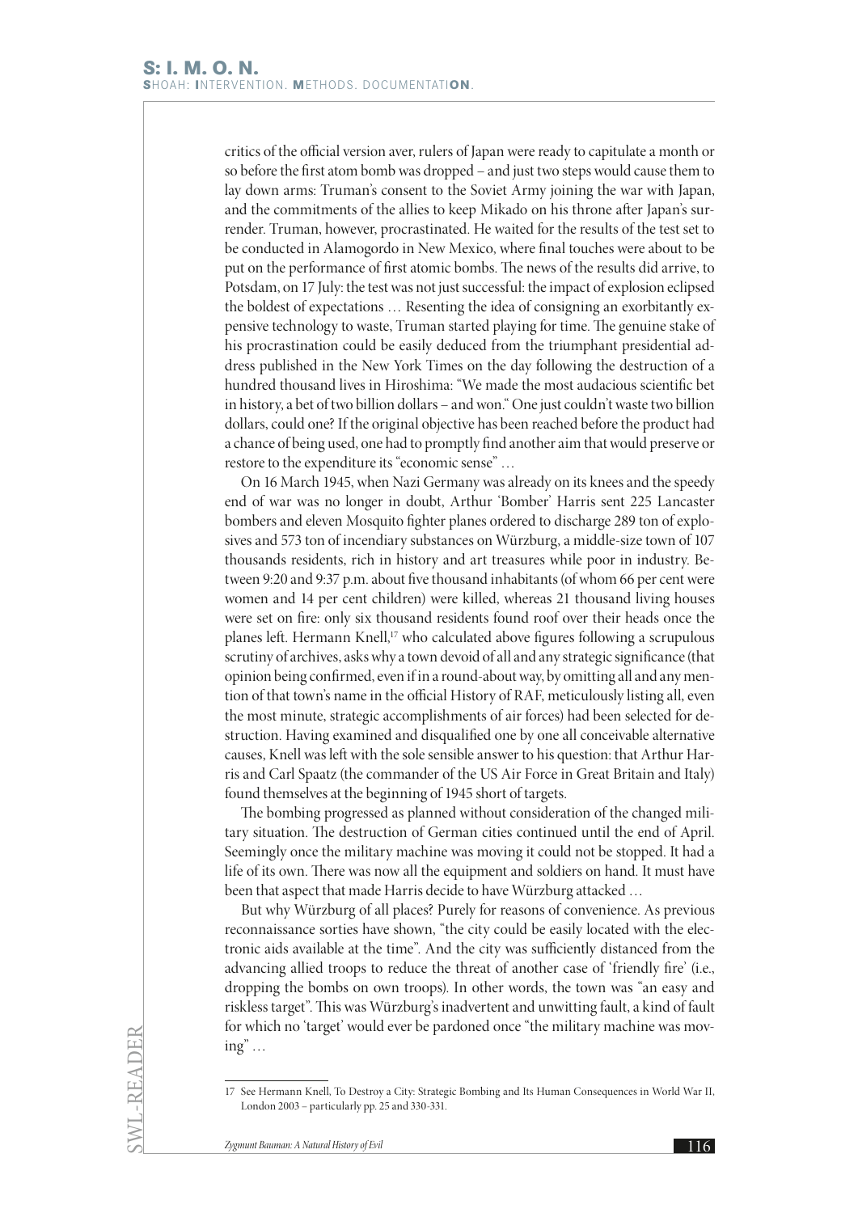critics of the official version aver, rulers of Japan were ready to capitulate a month or so before the first atom bomb was dropped – and just two steps would cause them to lay down arms: Truman's consent to the Soviet Army joining the war with Japan, and the commitments of the allies to keep Mikado on his throne after Japan's surrender. Truman, however, procrastinated. He waited for the results of the test set to be conducted in Alamogordo in New Mexico, where final touches were about to be put on the performance of first atomic bombs. The news of the results did arrive, to Potsdam, on 17 July: the test was not just successful: the impact of explosion eclipsed the boldest of expectations … Resenting the idea of consigning an exorbitantly expensive technology to waste, Truman started playing for time. The genuine stake of his procrastination could be easily deduced from the triumphant presidential address published in the New York Times on the day following the destruction of a hundred thousand lives in Hiroshima: "We made the most audacious scientific bet in history, a bet of two billion dollars – and won." One just couldn't waste two billion dollars, could one? If the original objective has been reached before the product had a chance of being used, one had to promptly find another aim that would preserve or restore to the expenditure its "economic sense" …

On 16 March 1945, when Nazi Germany was already on its knees and the speedy end of war was no longer in doubt, Arthur 'Bomber' Harris sent 225 Lancaster bombers and eleven Mosquito fighter planes ordered to discharge 289 ton of explosives and 573 ton of incendiary substances on Würzburg, a middle-size town of 107 thousands residents, rich in history and art treasures while poor in industry. Between 9:20 and 9:37 p.m. about five thousand inhabitants (of whom 66 per cent were women and 14 per cent children) were killed, whereas 21 thousand living houses were set on fire: only six thousand residents found roof over their heads once the planes left. Hermann Knell,[17] who calculated above figures following a scrupulous scrutiny of archives, asks why a town devoid of all and any strategic significance (that opinion being confirmed, even if in a round-about way, by omitting all and any mention of that town's name in the official History of RAF, meticulously listing all, even the most minute, strategic accomplishments of air forces) had been selected for destruction. Having examined and disqualified one by one all conceivable alternative causes, Knell was left with the sole sensible answer to his question: that Arthur Harris and Carl Spaatz (the commander of the US Air Force in Great Britain and Italy) found themselves at the beginning of 1945 short of targets.

The bombing progressed as planned without consideration of the changed military situation. The destruction of German cities continued until the end of April. Seemingly once the military machine was moving it could not be stopped. It had a life of its own. There was now all the equipment and soldiers on hand. It must have been that aspect that made Harris decide to have Würzburg attacked …

But why Würzburg of all places? Purely for reasons of convenience. As previous reconnaissance sorties have shown, "the city could be easily located with the electronic aids available at the time". And the city was sufficiently distanced from the advancing allied troops to reduce the threat of another case of 'friendly fire' (i.e., dropping the bombs on own troops). In other words, the town was "an easy and riskless target". This was Würzburg's inadvertent and unwitting fault, a kind of fault for which no 'target' would ever be pardoned once "the military machine was moving" …

---

17 See Hermann Knell, To Destroy a City: Strategic Bombing and Its Human Consequences in World War II, London 2003 – particularly pp. 25 and 330-331.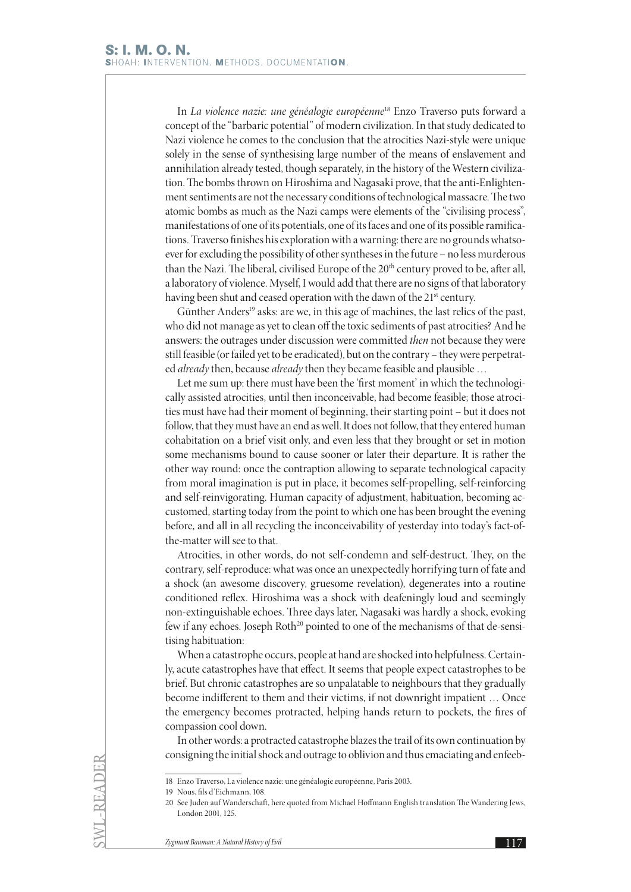In *La violence nazie: une généalogie européenne*[18] Enzo Traverso puts forward a concept of the "barbaric potential" of modern civilization. In that study dedicated to Nazi violence he comes to the conclusion that the atrocities Nazi-style were unique solely in the sense of synthesising large number of the means of enslavement and annihilation already tested, though separately, in the history of the Western civilization. The bombs thrown on Hiroshima and Nagasaki prove, that the anti-Enlightenment sentiments are not the necessary conditions of technological massacre. The two atomic bombs as much as the Nazi camps were elements of the "civilising process", manifestations of one of its potentials, one of its faces and one of its possible ramifications. Traverso finishes his exploration with a warning: there are no grounds whatsoever for excluding the possibility of other syntheses in the future – no less murderous than the Nazi. The liberal, civilised Europe of the 20[th] century proved to be, after all, a laboratory of violence. Myself, I would add that there are no signs of that laboratory having been shut and ceased operation with the dawn of the 21[st] century.

Günther Anders[19] asks: are we, in this age of machines, the last relics of the past, who did not manage as yet to clean off the toxic sediments of past atrocities? And he answers: the outrages under discussion were committed *then* not because they were still feasible (or failed yet to be eradicated), but on the contrary – they were perpetrated *already* then, because *already* then they became feasible and plausible …

Let me sum up: there must have been the 'first moment' in which the technologically assisted atrocities, until then inconceivable, had become feasible; those atrocities must have had their moment of beginning, their starting point – but it does not follow, that they must have an end as well. It does not follow, that they entered human cohabitation on a brief visit only, and even less that they brought or set in motion some mechanisms bound to cause sooner or later their departure. It is rather the other way round: once the contraption allowing to separate technological capacity from moral imagination is put in place, it becomes self-propelling, self-reinforcing and self-reinvigorating. Human capacity of adjustment, habituation, becoming accustomed, starting today from the point to which one has been brought the evening before, and all in all recycling the inconceivability of yesterday into today's fact-of-the-matter will see to that.

Atrocities, in other words, do not self-condemn and self-destruct. They, on the contrary, self-reproduce: what was once an unexpectedly horrifying turn of fate and a shock (an awesome discovery, gruesome revelation), degenerates into a routine conditioned reflex. Hiroshima was a shock with deafeningly loud and seemingly non-extinguishable echoes. Three days later, Nagasaki was hardly a shock, evoking few if any echoes. Joseph Roth[20] pointed to one of the mechanisms of that de-sensitising habituation:

When a catastrophe occurs, people at hand are shocked into helpfulness. Certainly, acute catastrophes have that effect. It seems that people expect catastrophes to be brief. But chronic catastrophes are so unpalatable to neighbours that they gradually become indifferent to them and their victims, if not downright impatient … Once the emergency becomes protracted, helping hands return to pockets, the fires of compassion cool down.

In other words: a protracted catastrophe blazes the trail of its own continuation by consigning the initial shock and outrage to oblivion and thus emaciating and enfeeb-

18 Enzo Traverso, La violence nazie: une généalogie européenne, Paris 2003.

19 Nous, fils d'Eichmann, 108.

20 See Juden auf Wanderschaft, here quoted from Michael Hoffmann English translation The Wandering Jews, London 2001, 125.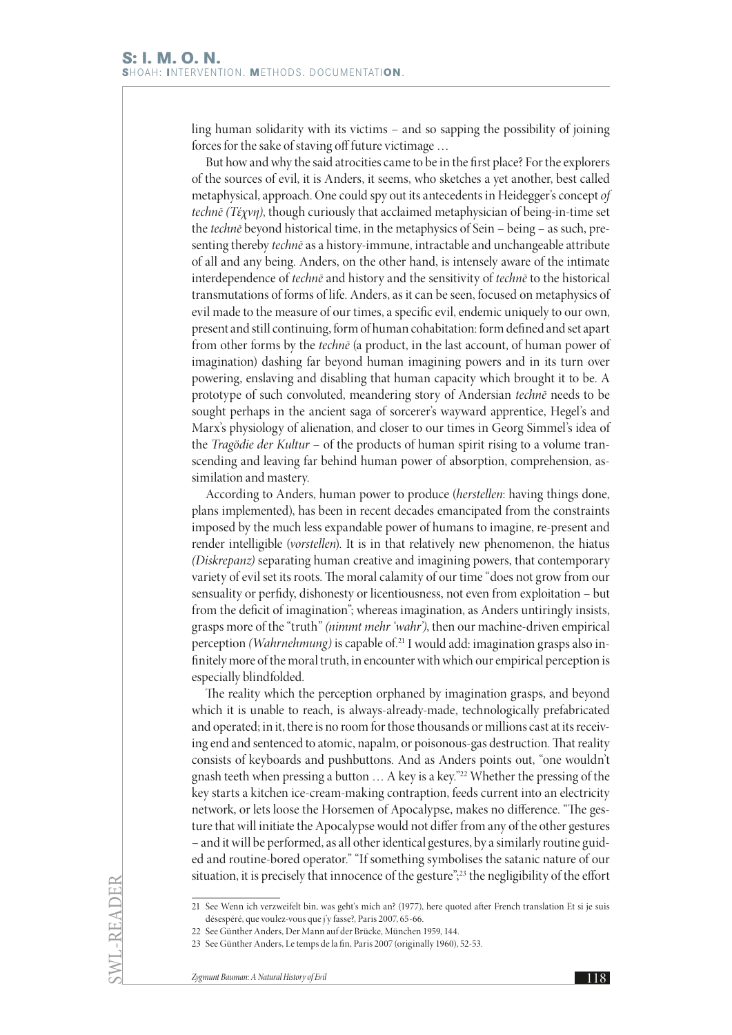ling human solidarity with its victims – and so sapping the possibility of joining forces for the sake of staving off future victimage …

But how and why the said atrocities came to be in the first place? For the explorers of the sources of evil, it is Anders, it seems, who sketches a yet another, best called metaphysical, approach. One could spy out its antecedents in Heidegger's concept *of technē (Τέχνη)*, though curiously that acclaimed metaphysician of being-in-time set the *technē* beyond historical time, in the metaphysics of Sein – being – as such, presenting thereby *technē* as a history-immune, intractable and unchangeable attribute of all and any being. Anders, on the other hand, is intensely aware of the intimate interdependence of *technē* and history and the sensitivity of *technē* to the historical transmutations of forms of life. Anders, as it can be seen, focused on metaphysics of evil made to the measure of our times, a specific evil, endemic uniquely to our own, present and still continuing, form of human cohabitation: form defined and set apart from other forms by the *technē* (a product, in the last account, of human power of imagination) dashing far beyond human imagining powers and in its turn over powering, enslaving and disabling that human capacity which brought it to be. A prototype of such convoluted, meandering story of Andersian *technē* needs to be sought perhaps in the ancient saga of sorcerer's wayward apprentice, Hegel's and Marx's physiology of alienation, and closer to our times in Georg Simmel's idea of the *Tragödie der Kultur* – of the products of human spirit rising to a volume transcending and leaving far behind human power of absorption, comprehension, assimilation and mastery.

According to Anders, human power to produce (*herstellen*: having things done, plans implemented), has been in recent decades emancipated from the constraints imposed by the much less expandable power of humans to imagine, re-present and render intelligible (*vorstellen*). It is in that relatively new phenomenon, the hiatus *(Diskrepanz)* separating human creative and imagining powers, that contemporary variety of evil set its roots. The moral calamity of our time "does not grow from our sensuality or perfidy, dishonesty or licentiousness, not even from exploitation – but from the deficit of imagination"; whereas imagination, as Anders untiringly insists, grasps more of the "truth" *(nimmt mehr 'wahr')*, then our machine-driven empirical perception *(Wahrnehmung)* is capable of.[21] I would add: imagination grasps also infinitely more of the moral truth, in encounter with which our empirical perception is especially blindfolded.

The reality which the perception orphaned by imagination grasps, and beyond which it is unable to reach, is always-already-made, technologically prefabricated and operated; in it, there is no room for those thousands or millions cast at its receiving end and sentenced to atomic, napalm, or poisonous-gas destruction. That reality consists of keyboards and pushbuttons. And as Anders points out, "one wouldn't gnash teeth when pressing a button … A key is a key."[22] Whether the pressing of the key starts a kitchen ice-cream-making contraption, feeds current into an electricity network, or lets loose the Horsemen of Apocalypse, makes no difference. "The gesture that will initiate the Apocalypse would not differ from any of the other gestures – and it will be performed, as all other identical gestures, by a similarly routine guided and routine-bored operator." "If something symbolises the satanic nature of our situation, it is precisely that innocence of the gesture";[23] the negligibility of the effort

---

21 See Wenn ich verzweifelt bin, was geht's mich an? (1977), here quoted after French translation Et si je suis désespéré, que voulez-vous que j'y fasse?, Paris 2007, 65-66.

22 See Günther Anders, Der Mann auf der Brücke, München 1959, 144.

23 See Günther Anders, Le temps de la fin, Paris 2007 (originally 1960), 52-53.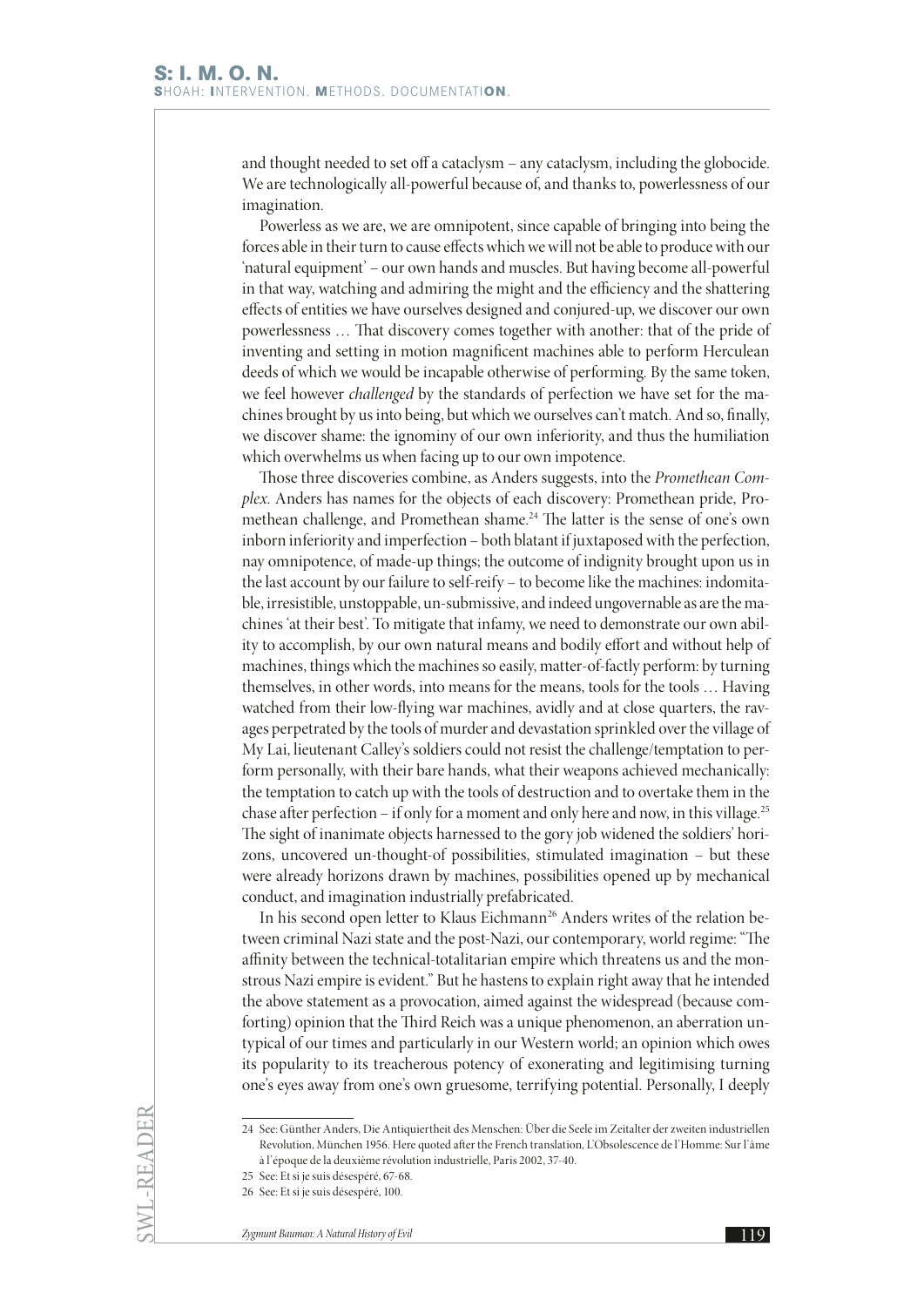and thought needed to set off a cataclysm – any cataclysm, including the globocide. We are technologically all-powerful because of, and thanks to, powerlessness of our imagination.

Powerless as we are, we are omnipotent, since capable of bringing into being the forces able in their turn to cause effects which we will not be able to produce with our 'natural equipment' – our own hands and muscles. But having become all-powerful in that way, watching and admiring the might and the efficiency and the shattering effects of entities we have ourselves designed and conjured-up, we discover our own powerlessness … That discovery comes together with another: that of the pride of inventing and setting in motion magnificent machines able to perform Herculean deeds of which we would be incapable otherwise of performing. By the same token, we feel however *challenged* by the standards of perfection we have set for the machines brought by us into being, but which we ourselves can't match. And so, finally, we discover shame: the ignominy of our own inferiority, and thus the humiliation which overwhelms us when facing up to our own impotence.

Those three discoveries combine, as Anders suggests, into the *Promethean Complex*. Anders has names for the objects of each discovery: Promethean pride, Promethean challenge, and Promethean shame.[24] The latter is the sense of one's own inborn inferiority and imperfection – both blatant if juxtaposed with the perfection, nay omnipotence, of made-up things; the outcome of indignity brought upon us in the last account by our failure to self-reify – to become like the machines: indomitable, irresistible, unstoppable, un-submissive, and indeed ungovernable as are the machines 'at their best'. To mitigate that infamy, we need to demonstrate our own ability to accomplish, by our own natural means and bodily effort and without help of machines, things which the machines so easily, matter-of-factly perform: by turning themselves, in other words, into means for the means, tools for the tools … Having watched from their low-flying war machines, avidly and at close quarters, the ravages perpetrated by the tools of murder and devastation sprinkled over the village of My Lai, lieutenant Calley's soldiers could not resist the challenge/temptation to perform personally, with their bare hands, what their weapons achieved mechanically: the temptation to catch up with the tools of destruction and to overtake them in the chase after perfection – if only for a moment and only here and now, in this village.[25] The sight of inanimate objects harnessed to the gory job widened the soldiers' horizons, uncovered un-thought-of possibilities, stimulated imagination – but these were already horizons drawn by machines, possibilities opened up by mechanical conduct, and imagination industrially prefabricated.

In his second open letter to Klaus Eichmann[26] Anders writes of the relation between criminal Nazi state and the post-Nazi, our contemporary, world regime: "The affinity between the technical-totalitarian empire which threatens us and the monstrous Nazi empire is evident." But he hastens to explain right away that he intended the above statement as a provocation, aimed against the widespread (because comforting) opinion that the Third Reich was a unique phenomenon, an aberration untypical of our times and particularly in our Western world; an opinion which owes its popularity to its treacherous potency of exonerating and legitimising turning one's eyes away from one's own gruesome, terrifying potential. Personally, I deeply

---

24 See: Günther Anders, Die Antiquiertheit des Menschen: Über die Seele im Zeitalter der zweiten industriellen Revolution, München 1956. Here quoted after the French translation, L'Obsolescence de l'Homme: Sur l'âme à l'époque de la deuxième révolution industrielle, Paris 2002, 37-40.

25 See: Et si je suis désespéré, 67-68.

26 See: Et si je suis désespéré, 100.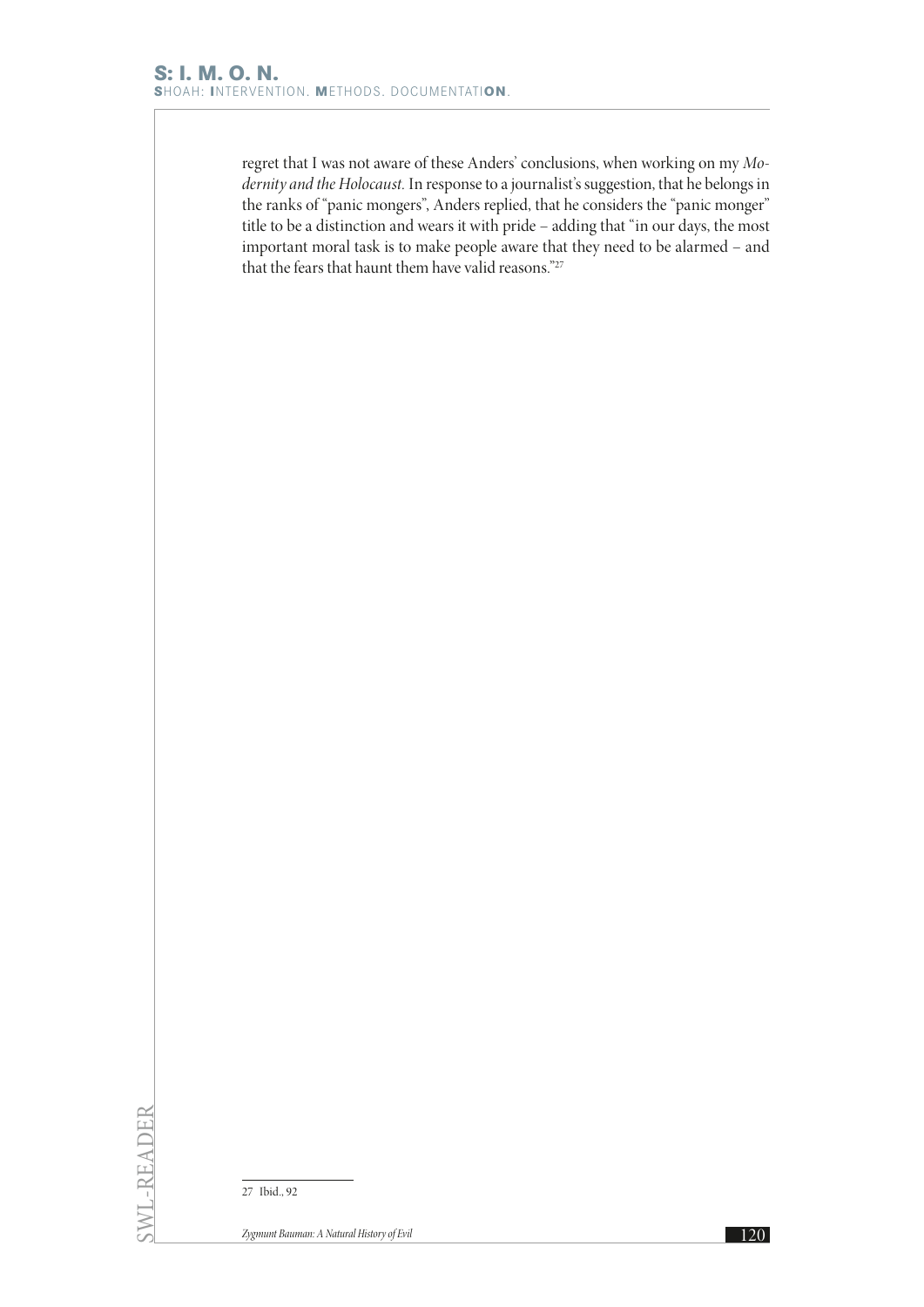regret that I was not aware of these Anders' conclusions, when working on my *Modernity and the Holocaust*. In response to a journalist's suggestion, that he belongs in the ranks of "panic mongers", Anders replied, that he considers the "panic monger" title to be a distinction and wears it with pride – adding that "in our days, the most important moral task is to make people aware that they need to be alarmed – and that the fears that haunt them have valid reasons."[27]

---

27 Ibid., 92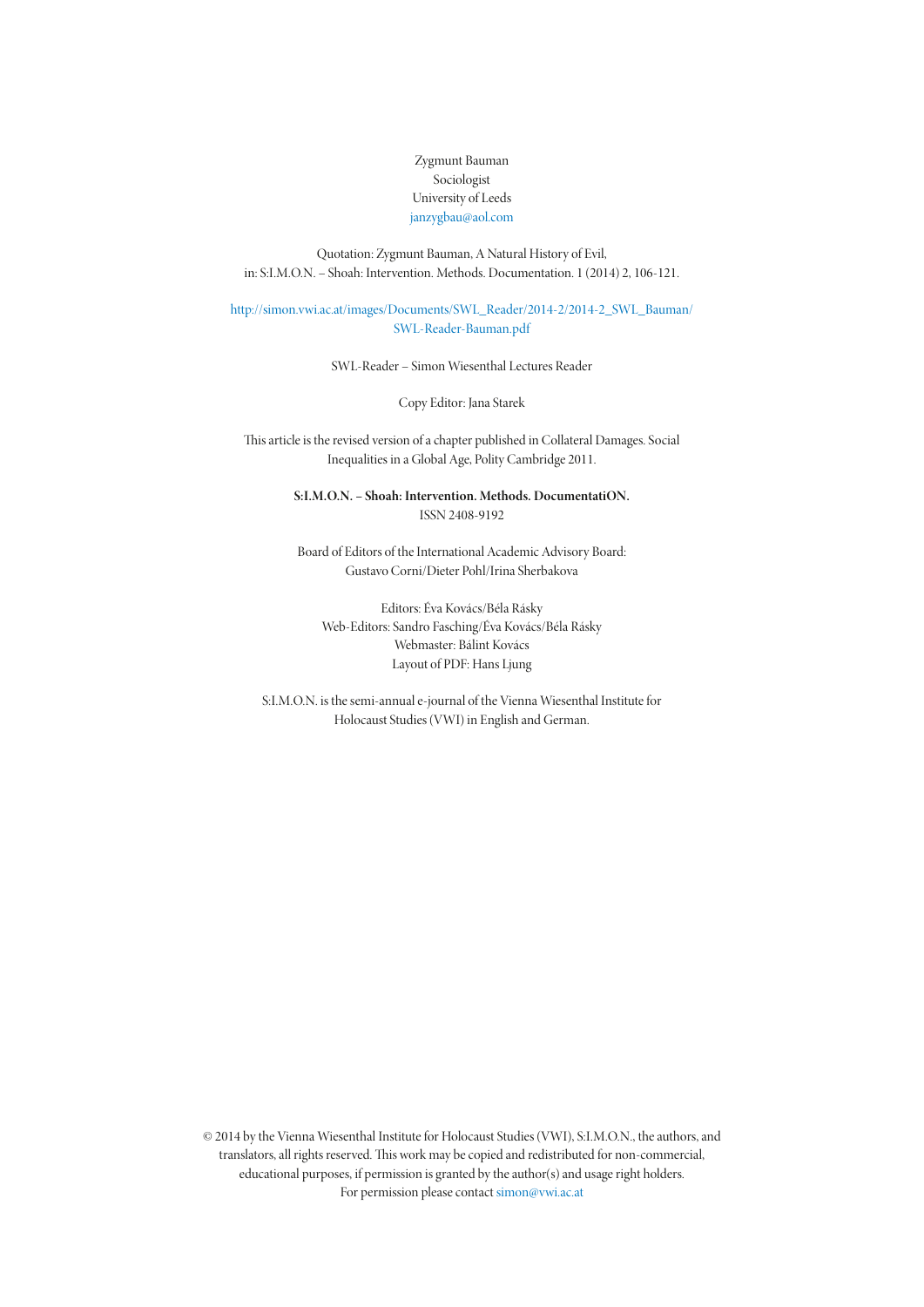Zygmunt Bauman
Sociologist
University of Leeds
janzygbau@aol.com

Quotation: Zygmunt Bauman, A Natural History of Evil,
in: S:I.M.O.N. – Shoah: Intervention. Methods. Documentation. 1 (2014) 2, 106-121.

http://simon.vwi.ac.at/images/Documents/SWL_Reader/2014-2/2014-2_SWL_Bauman/SWL-Reader-Bauman.pdf

SWL-Reader – Simon Wiesenthal Lectures Reader

Copy Editor: Jana Starek

This article is the revised version of a chapter published in Collateral Damages. Social Inequalities in a Global Age, Polity Cambridge 2011.

**S:I.M.O.N. – Shoah: Intervention. Methods. DocumentatiON.**
ISSN 2408-9192

Board of Editors of the International Academic Advisory Board:
Gustavo Corni/Dieter Pohl/Irina Sherbakova

Editors: Éva Kovács/Béla Rásky
Web-Editors: Sandro Fasching/Éva Kovács/Béla Rásky
Webmaster: Bálint Kovács
Layout of PDF: Hans Ljung

S:I.M.O.N. is the semi-annual e-journal of the Vienna Wiesenthal Institute for Holocaust Studies (VWI) in English and German.

© 2014 by the Vienna Wiesenthal Institute for Holocaust Studies (VWI), S:I.M.O.N., the authors, and translators, all rights reserved. This work may be copied and redistributed for non-commercial, educational purposes, if permission is granted by the author(s) and usage right holders. For permission please contact simon@vwi.ac.at